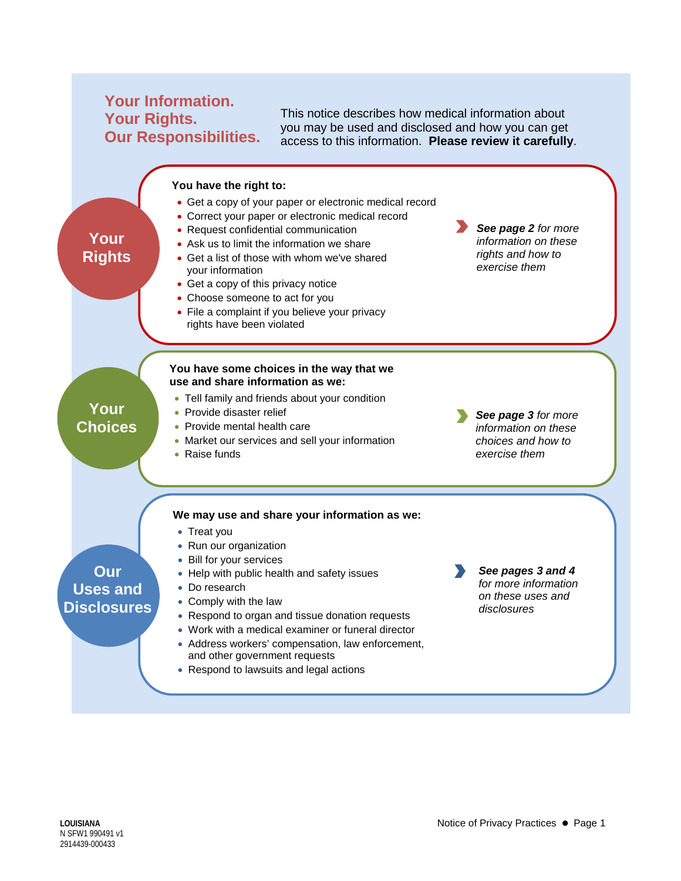# Your Information. Your Rights. Our Responsibilities.

This notice describes how medical information about you may be used and disclosed and how you can get access to this information. **Please review it carefully**.

## Your Rights

**You have the right to:**

- Get a copy of your paper or electronic medical record
- Correct your paper or electronic medical record
- Request confidential communication
- Ask us to limit the information we share
- Get a list of those with whom we've shared your information
- Get a copy of this privacy notice
- Choose someone to act for you
- File a complaint if you believe your privacy rights have been violated

***See page 2** for more information on these rights and how to exercise them*

## Your Choices

**You have some choices in the way that we use and share information as we:**

- Tell family and friends about your condition
- Provide disaster relief
- Provide mental health care
- Market our services and sell your information
- Raise funds

***See page 3** for more information on these choices and how to exercise them*

## Our Uses and Disclosures

**We may use and share your information as we:**

- Treat you
- Run our organization
- Bill for your services
- Help with public health and safety issues
- Do research
- Comply with the law
- Respond to organ and tissue donation requests
- Work with a medical examiner or funeral director
- Address workers' compensation, law enforcement, and other government requests
- Respond to lawsuits and legal actions

***See pages 3 and 4** for more information on these uses and disclosures*

**LOUISIANA**
N SFW1 990491 v1
2914439-000433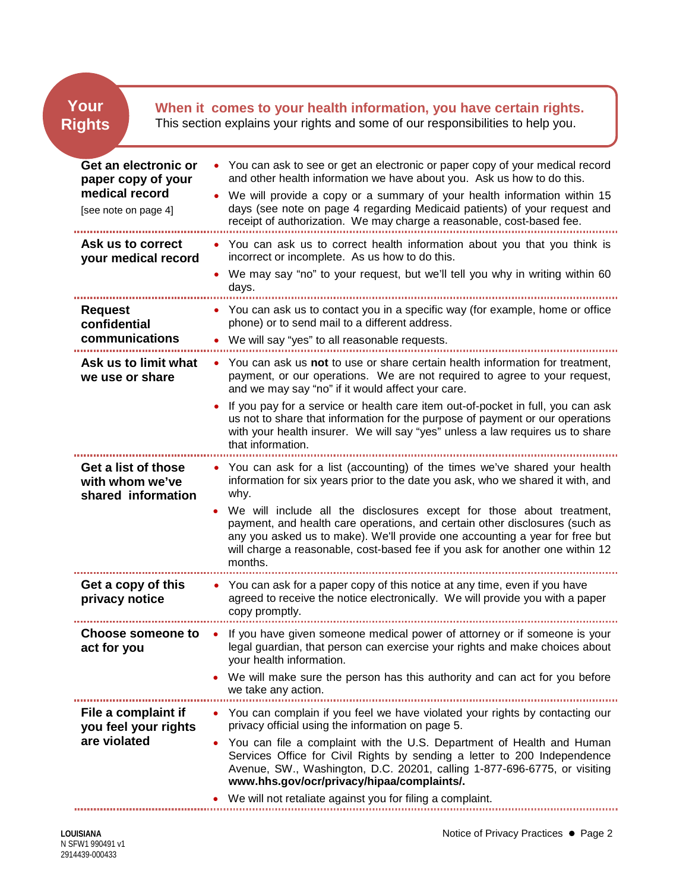## Your Rights

**When it comes to your health information, you have certain rights.**
This section explains your rights and some of our responsibilities to help you.

### Get an electronic or paper copy of your medical record

[see note on page 4]

- You can ask to see or get an electronic or paper copy of your medical record and other health information we have about you. Ask us how to do this.
- We will provide a copy or a summary of your health information within 15 days (see note on page 4 regarding Medicaid patients) of your request and receipt of authorization. We may charge a reasonable, cost-based fee.

### Ask us to correct your medical record

- You can ask us to correct health information about you that you think is incorrect or incomplete. As us how to do this.
- We may say "no" to your request, but we'll tell you why in writing within 60 days.

### Request confidential communications

- You can ask us to contact you in a specific way (for example, home or office phone) or to send mail to a different address.
- We will say "yes" to all reasonable requests.

### Ask us to limit what we use or share

- You can ask us **not** to use or share certain health information for treatment, payment, or our operations. We are not required to agree to your request, and we may say "no" if it would affect your care.
- If you pay for a service or health care item out-of-pocket in full, you can ask us not to share that information for the purpose of payment or our operations with your health insurer. We will say "yes" unless a law requires us to share that information.

### Get a list of those with whom we've shared information

- You can ask for a list (accounting) of the times we've shared your health information for six years prior to the date you ask, who we shared it with, and why.
- We will include all the disclosures except for those about treatment, payment, and health care operations, and certain other disclosures (such as any you asked us to make). We'll provide one accounting a year for free but will charge a reasonable, cost-based fee if you ask for another one within 12 months.

### Get a copy of this privacy notice

- You can ask for a paper copy of this notice at any time, even if you have agreed to receive the notice electronically. We will provide you with a paper copy promptly.

### Choose someone to act for you

- If you have given someone medical power of attorney or if someone is your legal guardian, that person can exercise your rights and make choices about your health information.
- We will make sure the person has this authority and can act for you before we take any action.

### File a complaint if you feel your rights are violated

- You can complain if you feel we have violated your rights by contacting our privacy official using the information on page 5.
- You can file a complaint with the U.S. Department of Health and Human Services Office for Civil Rights by sending a letter to 200 Independence Avenue, SW., Washington, D.C. 20201, calling 1-877-696-6775, or visiting **www.hhs.gov/ocr/privacy/hipaa/complaints/.**
- We will not retaliate against you for filing a complaint.

**LOUISIANA**
N SFW1 990491 v1
2914439-000433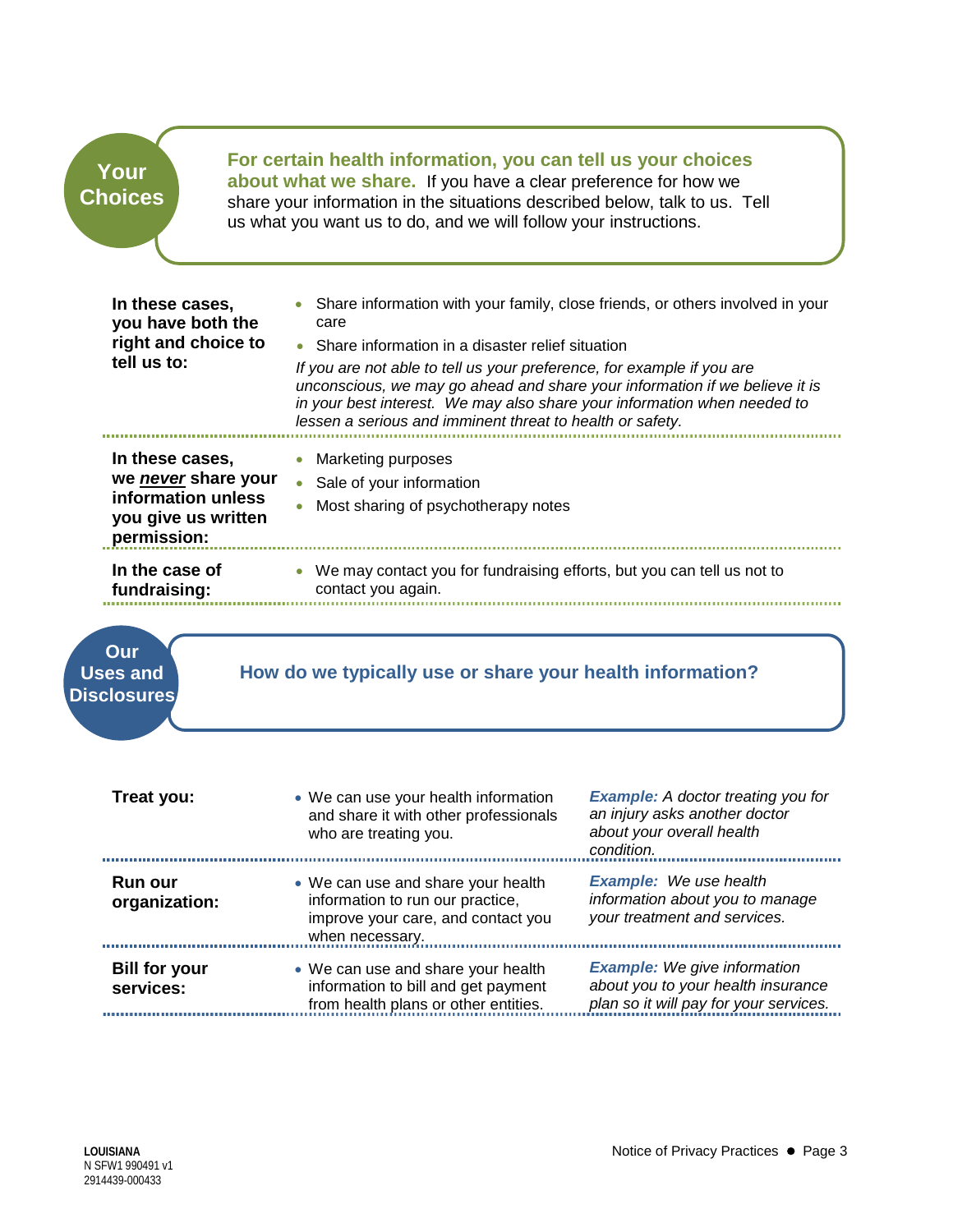## Your Choices

**For certain health information, you can tell us your choices about what we share.** If you have a clear preference for how we share your information in the situations described below, talk to us. Tell us what you want us to do, and we will follow your instructions.

| | |
|---|---|
| **In these cases, you have both the right and choice to tell us to:** | • Share information with your family, close friends, or others involved in your care<br>• Share information in a disaster relief situation<br>*If you are not able to tell us your preference, for example if you are unconscious, we may go ahead and share your information if we believe it is in your best interest. We may also share your information when needed to lessen a serious and imminent threat to health or safety.* |
| **In these cases, we *never* share your information unless you give us written permission:** | • Marketing purposes<br>• Sale of your information<br>• Most sharing of psychotherapy notes |
| **In the case of fundraising:** | • We may contact you for fundraising efforts, but you can tell us not to contact you again. |

## Our Uses and Disclosures

**How do we typically use or share your health information?**

| | | |
|---|---|---|
| **Treat you:** | • We can use your health information and share it with other professionals who are treating you. | ***Example:*** *A doctor treating you for an injury asks another doctor about your overall health condition.* |
| **Run our organization:** | • We can use and share your health information to run our practice, improve your care, and contact you when necessary. | ***Example:*** *We use health information about you to manage your treatment and services.* |
| **Bill for your services:** | • We can use and share your health information to bill and get payment from health plans or other entities. | ***Example:*** *We give information about you to your health insurance plan so it will pay for your services.* |

**LOUISIANA**
N SFW1 990491 v1
2914439-000433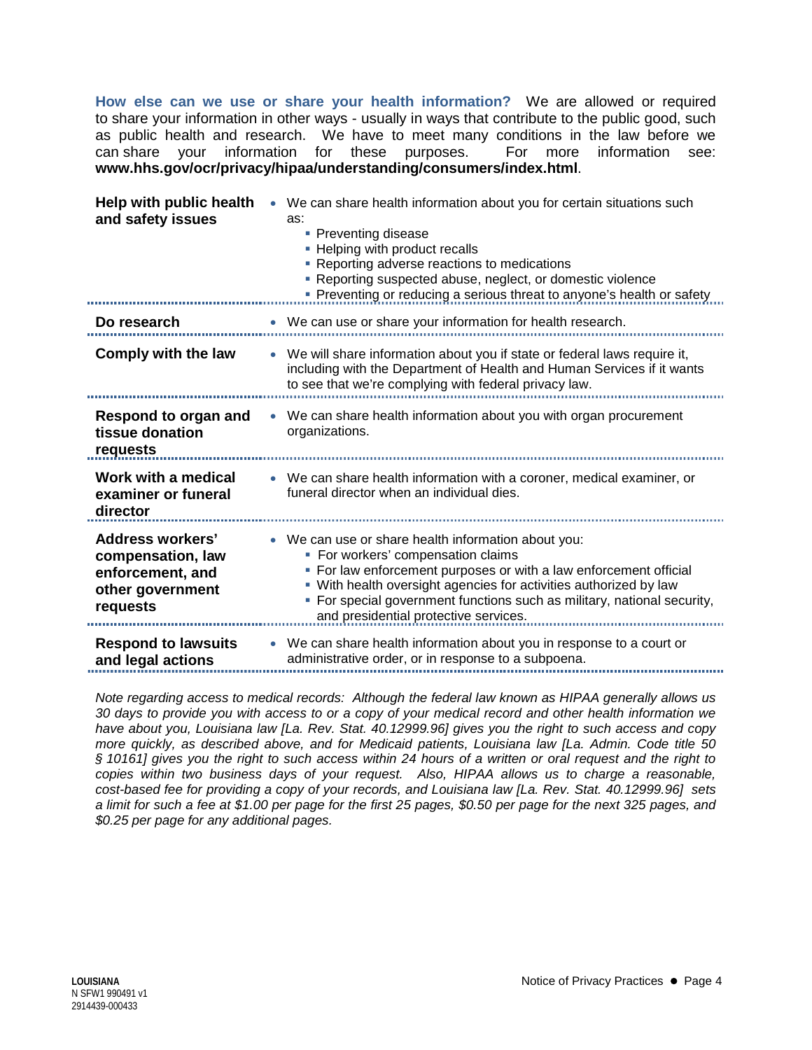**How else can we use or share your health information?** We are allowed or required to share your information in other ways - usually in ways that contribute to the public good, such as public health and research. We have to meet many conditions in the law before we can share your information for these purposes. For more information see: **www.hhs.gov/ocr/privacy/hipaa/understanding/consumers/index.html**.

| | |
|---|---|
| **Help with public health and safety issues** | • We can share health information about you for certain situations such as:<br>▪ Preventing disease<br>▪ Helping with product recalls<br>▪ Reporting adverse reactions to medications<br>▪ Reporting suspected abuse, neglect, or domestic violence<br>▪ Preventing or reducing a serious threat to anyone's health or safety |
| **Do research** | • We can use or share your information for health research. |
| **Comply with the law** | • We will share information about you if state or federal laws require it, including with the Department of Health and Human Services if it wants to see that we're complying with federal privacy law. |
| **Respond to organ and tissue donation requests** | • We can share health information about you with organ procurement organizations. |
| **Work with a medical examiner or funeral director** | • We can share health information with a coroner, medical examiner, or funeral director when an individual dies. |
| **Address workers' compensation, law enforcement, and other government requests** | • We can use or share health information about you:<br>▪ For workers' compensation claims<br>▪ For law enforcement purposes or with a law enforcement official<br>▪ With health oversight agencies for activities authorized by law<br>▪ For special government functions such as military, national security, and presidential protective services. |
| **Respond to lawsuits and legal actions** | • We can share health information about you in response to a court or administrative order, or in response to a subpoena. |

*Note regarding access to medical records: Although the federal law known as HIPAA generally allows us 30 days to provide you with access to or a copy of your medical record and other health information we have about you, Louisiana law [La. Rev. Stat. 40.12999.96] gives you the right to such access and copy more quickly, as described above, and for Medicaid patients, Louisiana law [La. Admin. Code title 50 § 10161] gives you the right to such access within 24 hours of a written or oral request and the right to copies within two business days of your request. Also, HIPAA allows us to charge a reasonable, cost-based fee for providing a copy of your records, and Louisiana law [La. Rev. Stat. 40.12999.96] sets a limit for such a fee at $1.00 per page for the first 25 pages, $0.50 per page for the next 325 pages, and $0.25 per page for any additional pages.*

**LOUISIANA**
N SFW1 990491 v1
2914439-000433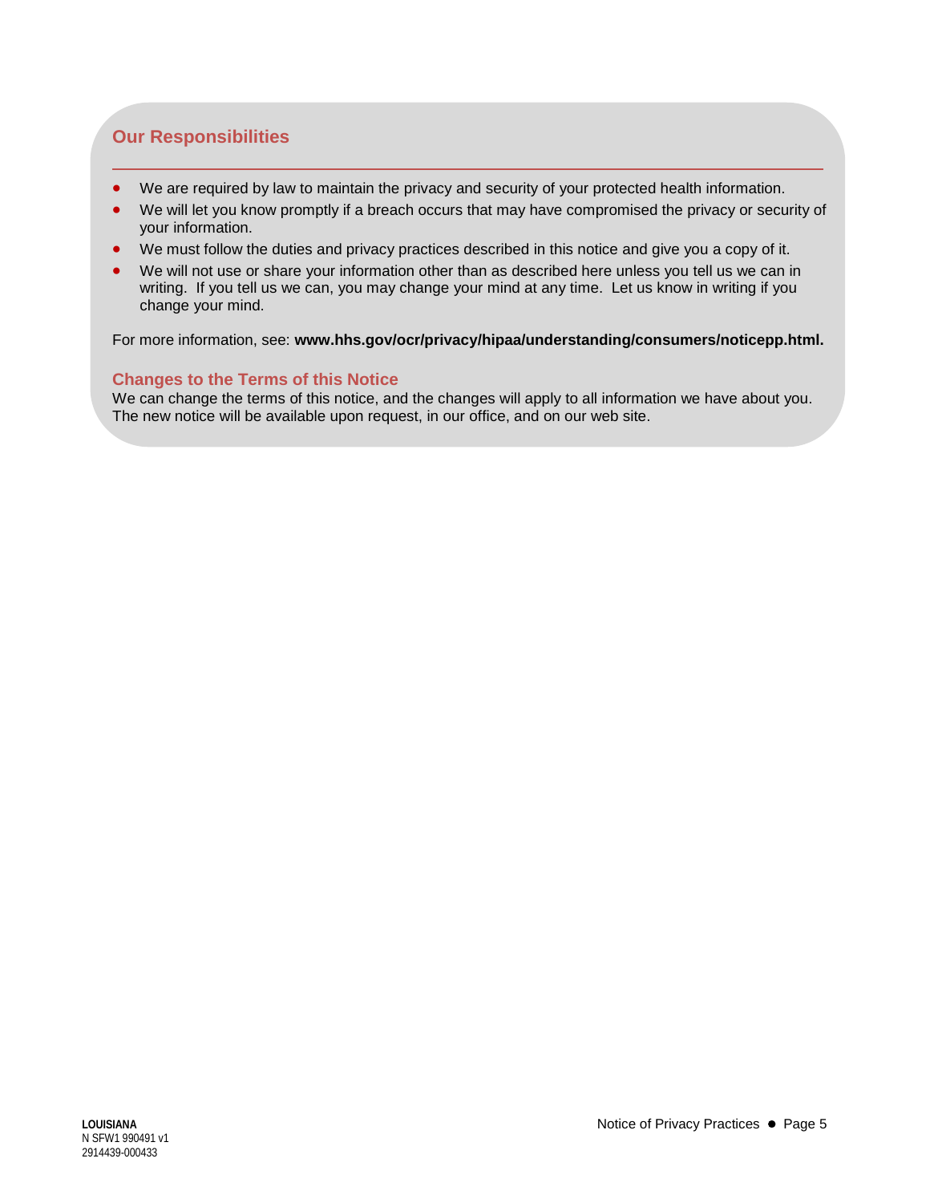## Our Responsibilities

- We are required by law to maintain the privacy and security of your protected health information.
- We will let you know promptly if a breach occurs that may have compromised the privacy or security of your information.
- We must follow the duties and privacy practices described in this notice and give you a copy of it.
- We will not use or share your information other than as described here unless you tell us we can in writing. If you tell us we can, you may change your mind at any time. Let us know in writing if you change your mind.

For more information, see: **www.hhs.gov/ocr/privacy/hipaa/understanding/consumers/noticepp.html.**

### Changes to the Terms of this Notice

We can change the terms of this notice, and the changes will apply to all information we have about you. The new notice will be available upon request, in our office, and on our web site.

**LOUISIANA**
N SFW1 990491 v1
2914439-000433